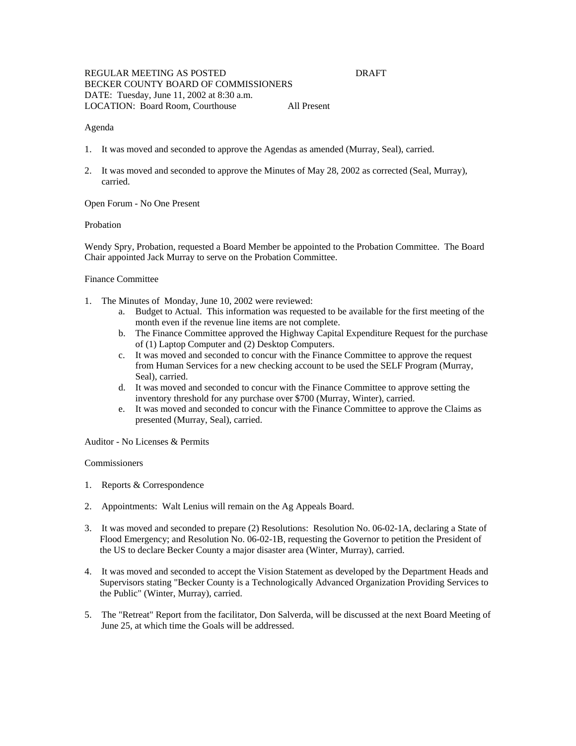REGULAR MEETING AS POSTED DRAFT
BECKER COUNTY BOARD OF COMMISSIONERS
DATE: Tuesday, June 11, 2002 at 8:30 a.m.
LOCATION: Board Room, Courthouse All Present

## Agenda

1. It was moved and seconded to approve the Agendas as amended (Murray, Seal), carried.

2. It was moved and seconded to approve the Minutes of May 28, 2002 as corrected (Seal, Murray), carried.

## Open Forum - No One Present

## Probation

Wendy Spry, Probation, requested a Board Member be appointed to the Probation Committee. The Board Chair appointed Jack Murray to serve on the Probation Committee.

## Finance Committee

1. The Minutes of Monday, June 10, 2002 were reviewed:
   a. Budget to Actual. This information was requested to be available for the first meeting of the month even if the revenue line items are not complete.
   b. The Finance Committee approved the Highway Capital Expenditure Request for the purchase of (1) Laptop Computer and (2) Desktop Computers.
   c. It was moved and seconded to concur with the Finance Committee to approve the request from Human Services for a new checking account to be used the SELF Program (Murray, Seal), carried.
   d. It was moved and seconded to concur with the Finance Committee to approve setting the inventory threshold for any purchase over $700 (Murray, Winter), carried.
   e. It was moved and seconded to concur with the Finance Committee to approve the Claims as presented (Murray, Seal), carried.

## Auditor - No Licenses & Permits

## Commissioners

1. Reports & Correspondence

2. Appointments: Walt Lenius will remain on the Ag Appeals Board.

3. It was moved and seconded to prepare (2) Resolutions: Resolution No. 06-02-1A, declaring a State of Flood Emergency; and Resolution No. 06-02-1B, requesting the Governor to petition the President of the US to declare Becker County a major disaster area (Winter, Murray), carried.

4. It was moved and seconded to accept the Vision Statement as developed by the Department Heads and Supervisors stating "Becker County is a Technologically Advanced Organization Providing Services to the Public" (Winter, Murray), carried.

5. The "Retreat" Report from the facilitator, Don Salverda, will be discussed at the next Board Meeting of June 25, at which time the Goals will be addressed.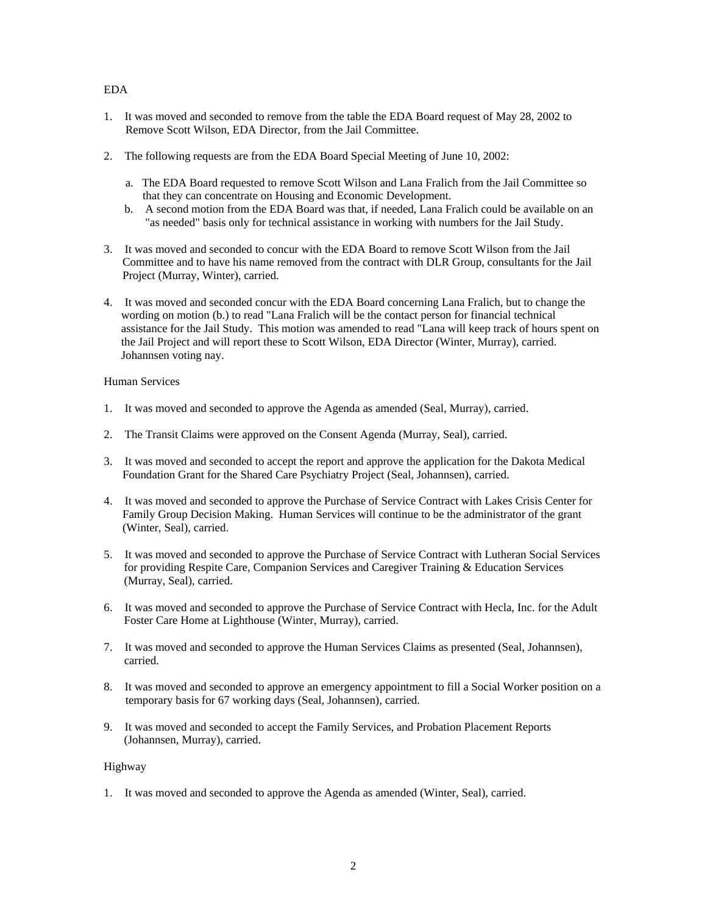EDA

1. It was moved and seconded to remove from the table the EDA Board request of May 28, 2002 to Remove Scott Wilson, EDA Director, from the Jail Committee.

2. The following requests are from the EDA Board Special Meeting of June 10, 2002:

   a. The EDA Board requested to remove Scott Wilson and Lana Fralich from the Jail Committee so that they can concentrate on Housing and Economic Development.
   b. A second motion from the EDA Board was that, if needed, Lana Fralich could be available on an "as needed" basis only for technical assistance in working with numbers for the Jail Study.

3. It was moved and seconded to concur with the EDA Board to remove Scott Wilson from the Jail Committee and to have his name removed from the contract with DLR Group, consultants for the Jail Project (Murray, Winter), carried.

4. It was moved and seconded concur with the EDA Board concerning Lana Fralich, but to change the wording on motion (b.) to read "Lana Fralich will be the contact person for financial technical assistance for the Jail Study. This motion was amended to read "Lana will keep track of hours spent on the Jail Project and will report these to Scott Wilson, EDA Director (Winter, Murray), carried. Johannsen voting nay.

Human Services

1. It was moved and seconded to approve the Agenda as amended (Seal, Murray), carried.

2. The Transit Claims were approved on the Consent Agenda (Murray, Seal), carried.

3. It was moved and seconded to accept the report and approve the application for the Dakota Medical Foundation Grant for the Shared Care Psychiatry Project (Seal, Johannsen), carried.

4. It was moved and seconded to approve the Purchase of Service Contract with Lakes Crisis Center for Family Group Decision Making. Human Services will continue to be the administrator of the grant (Winter, Seal), carried.

5. It was moved and seconded to approve the Purchase of Service Contract with Lutheran Social Services for providing Respite Care, Companion Services and Caregiver Training & Education Services (Murray, Seal), carried.

6. It was moved and seconded to approve the Purchase of Service Contract with Hecla, Inc. for the Adult Foster Care Home at Lighthouse (Winter, Murray), carried.

7. It was moved and seconded to approve the Human Services Claims as presented (Seal, Johannsen), carried.

8. It was moved and seconded to approve an emergency appointment to fill a Social Worker position on a temporary basis for 67 working days (Seal, Johannsen), carried.

9. It was moved and seconded to accept the Family Services, and Probation Placement Reports (Johannsen, Murray), carried.

Highway

1. It was moved and seconded to approve the Agenda as amended (Winter, Seal), carried.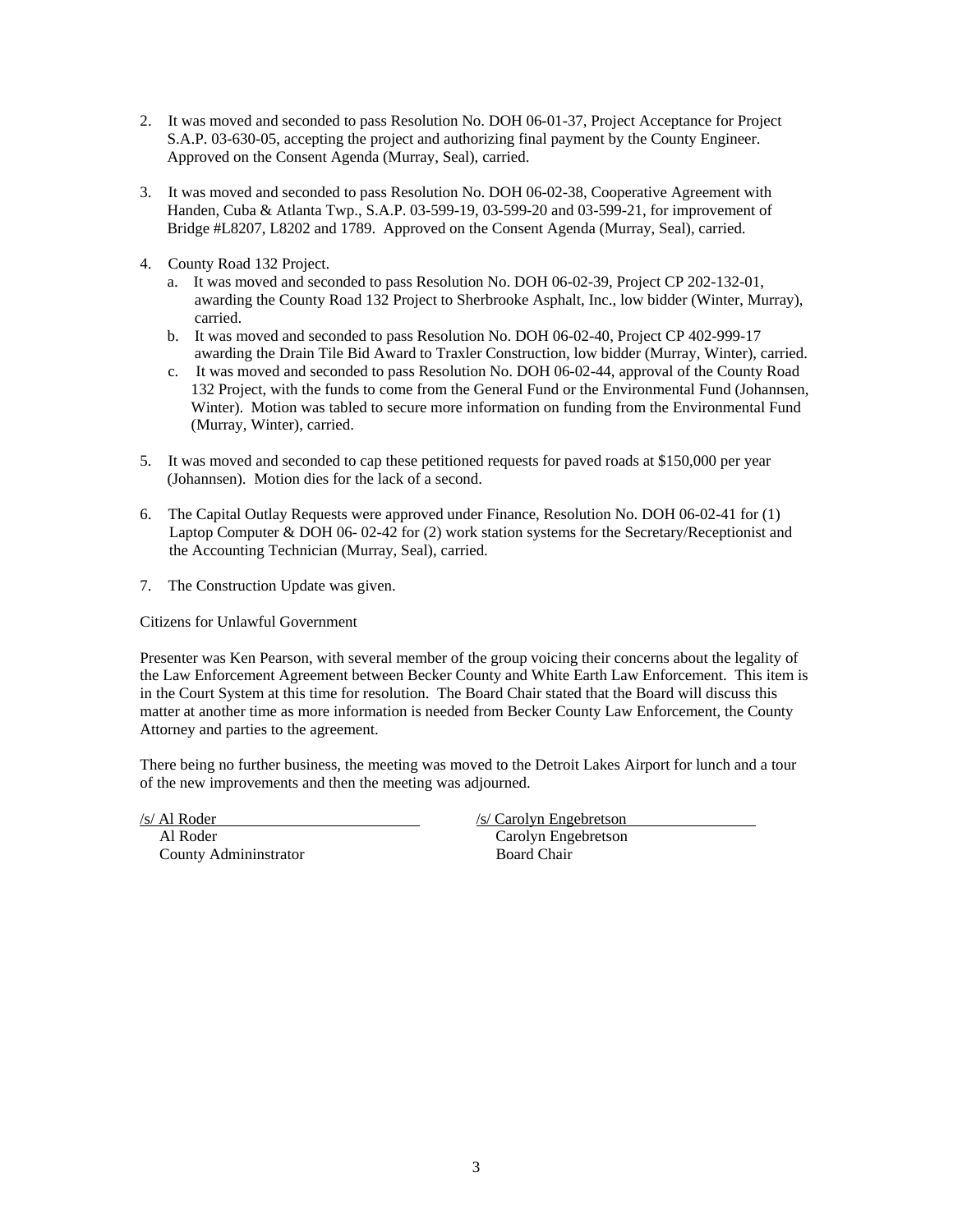2. It was moved and seconded to pass Resolution No. DOH 06-01-37, Project Acceptance for Project S.A.P. 03-630-05, accepting the project and authorizing final payment by the County Engineer. Approved on the Consent Agenda (Murray, Seal), carried.

3. It was moved and seconded to pass Resolution No. DOH 06-02-38, Cooperative Agreement with Handen, Cuba & Atlanta Twp., S.A.P. 03-599-19, 03-599-20 and 03-599-21, for improvement of Bridge #L8207, L8202 and 1789. Approved on the Consent Agenda (Murray, Seal), carried.

4. County Road 132 Project.
   a. It was moved and seconded to pass Resolution No. DOH 06-02-39, Project CP 202-132-01, awarding the County Road 132 Project to Sherbrooke Asphalt, Inc., low bidder (Winter, Murray), carried.
   b. It was moved and seconded to pass Resolution No. DOH 06-02-40, Project CP 402-999-17 awarding the Drain Tile Bid Award to Traxler Construction, low bidder (Murray, Winter), carried.
   c. It was moved and seconded to pass Resolution No. DOH 06-02-44, approval of the County Road 132 Project, with the funds to come from the General Fund or the Environmental Fund (Johannsen, Winter). Motion was tabled to secure more information on funding from the Environmental Fund (Murray, Winter), carried.

5. It was moved and seconded to cap these petitioned requests for paved roads at $150,000 per year (Johannsen). Motion dies for the lack of a second.

6. The Capital Outlay Requests were approved under Finance, Resolution No. DOH 06-02-41 for (1) Laptop Computer & DOH 06- 02-42 for (2) work station systems for the Secretary/Receptionist and the Accounting Technician (Murray, Seal), carried.

7. The Construction Update was given.

Citizens for Unlawful Government

Presenter was Ken Pearson, with several member of the group voicing their concerns about the legality of the Law Enforcement Agreement between Becker County and White Earth Law Enforcement. This item is in the Court System at this time for resolution. The Board Chair stated that the Board will discuss this matter at another time as more information is needed from Becker County Law Enforcement, the County Attorney and parties to the agreement.

There being no further business, the meeting was moved to the Detroit Lakes Airport for lunch and a tour of the new improvements and then the meeting was adjourned.

/s/ Al Roder
Al Roder
County Admininstrator

/s/ Carolyn Engebretson
Carolyn Engebretson
Board Chair